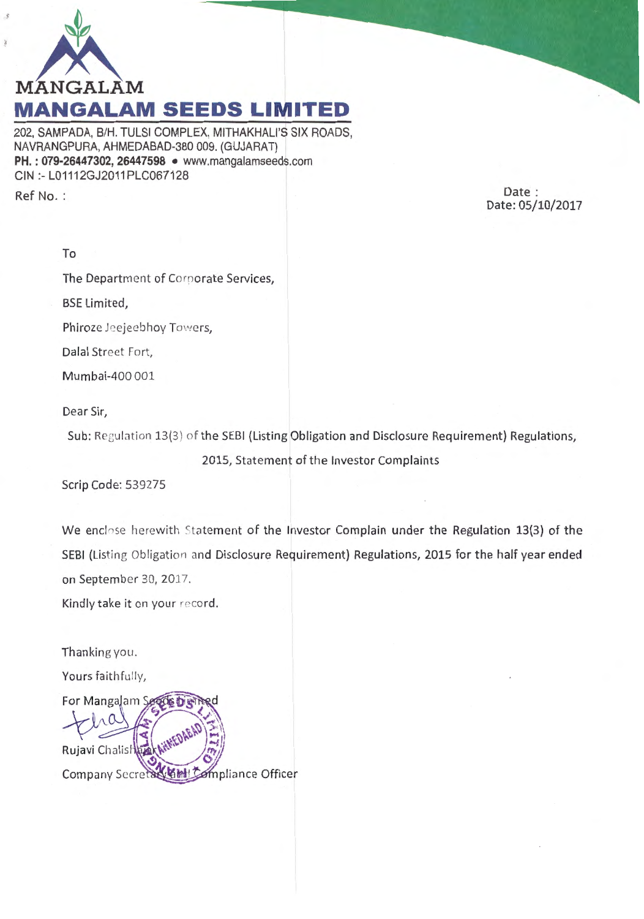MANGALAM

# MANGALAM SEEDS LIMITED

202, SAMPADA, B/H. TULSI COMPLEX, MITHAKHALI'S SIX ROADS,
NAVRANGPURA, AHMEDABAD-380 009. (GUJARAT)
**PH. : 079-26447302, 26447598** • www.mangalamseeds.com
CIN :- L01112GJ2011PLC067128

Ref No. :

Date :
Date: 05/10/2017

To

The Department of Corporate Services,

BSE Limited,

Phiroze Jeejeebhoy Towers,

Dalal Street Fort,

Mumbai-400 001

Dear Sir,

Sub: Regulation 13(3) of the SEBI (Listing Obligation and Disclosure Requirement) Regulations, 2015, Statement of the Investor Complaints

Scrip Code: 539275

We enclose herewith Statement of the Investor Complain under the Regulation 13(3) of the SEBI (Listing Obligation and Disclosure Requirement) Regulations, 2015 for the half year ended on September 30, 2017.

Kindly take it on your record.

Thanking you.

Yours faithfully,

For Mangalam Seeds Limited

Rujavi Chalishazar

Company Secretary and Compliance Officer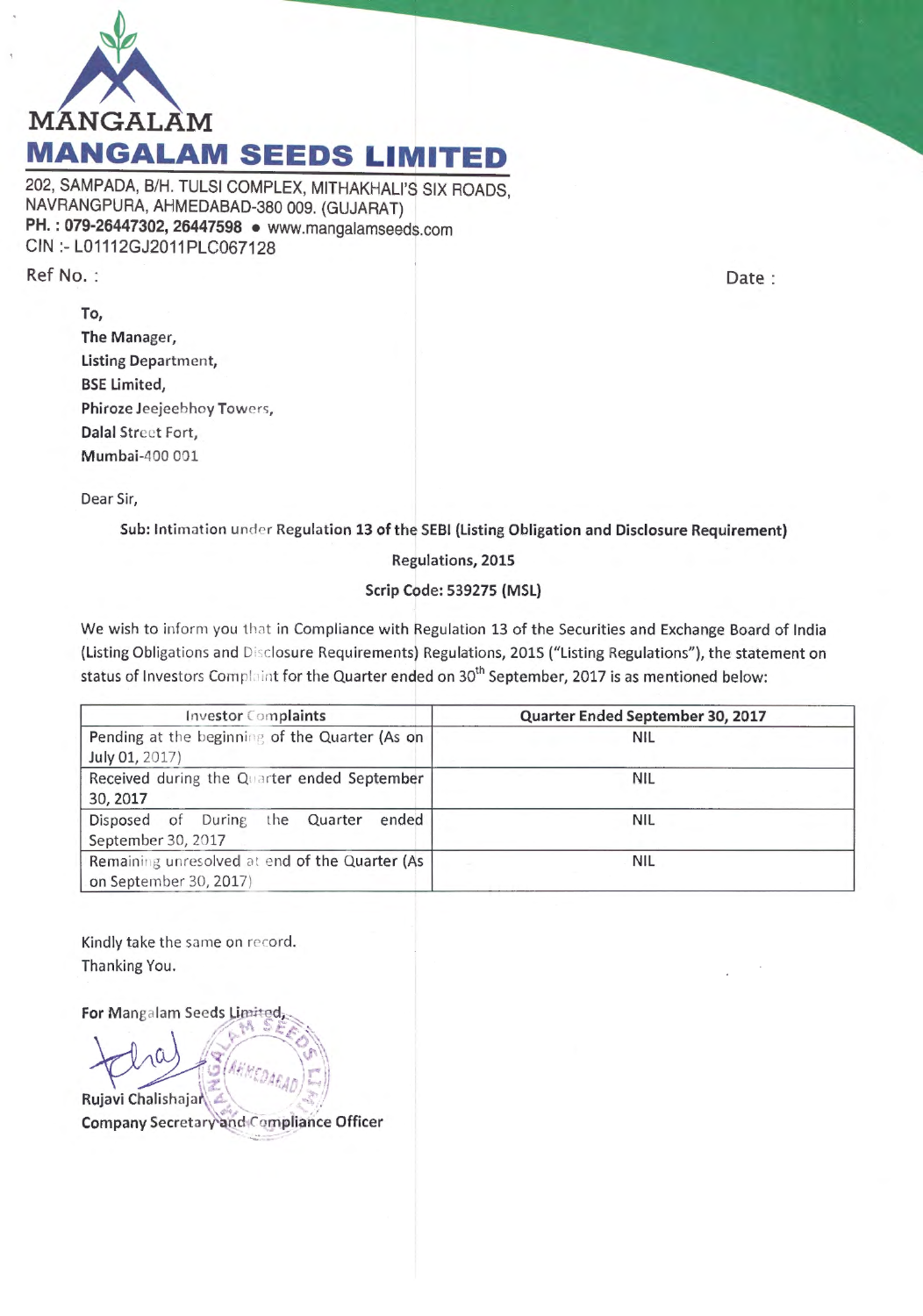MANGALAM

# MANGALAM SEEDS LIMITED

202, SAMPADA, B/H. TULSI COMPLEX, MITHAKHALI'S SIX ROADS, NAVRANGPURA, AHMEDABAD-380 009. (GUJARAT)
**PH. : 079-26447302, 26447598** • www.mangalamseeds.com
CIN :- L01112GJ2011PLC067128

Ref No. : Date :

To,
The Manager,
Listing Department,
BSE Limited,
Phiroze Jeejeebhoy Towers,
Dalal Street Fort,
Mumbai-400 001

Dear Sir,

**Sub: Intimation under Regulation 13 of the SEBI (Listing Obligation and Disclosure Requirement) Regulations, 2015**

**Scrip Code: 539275 (MSL)**

We wish to inform you that in Compliance with Regulation 13 of the Securities and Exchange Board of India (Listing Obligations and Disclosure Requirements) Regulations, 2015 ("Listing Regulations"), the statement on status of Investors Complaint for the Quarter ended on 30th September, 2017 is as mentioned below:

| Investor Complaints | Quarter Ended September 30, 2017 |
|---|---|
| Pending at the beginning of the Quarter (As on July 01, 2017) | NIL |
| Received during the Quarter ended September 30, 2017 | NIL |
| Disposed of During the Quarter ended September 30, 2017 | NIL |
| Remaining unresolved at end of the Quarter (As on September 30, 2017) | NIL |

Kindly take the same on record.
Thanking You.

For Mangalam Seeds Limited,

Rujavi Chalishajar
Company Secretary and Compliance Officer